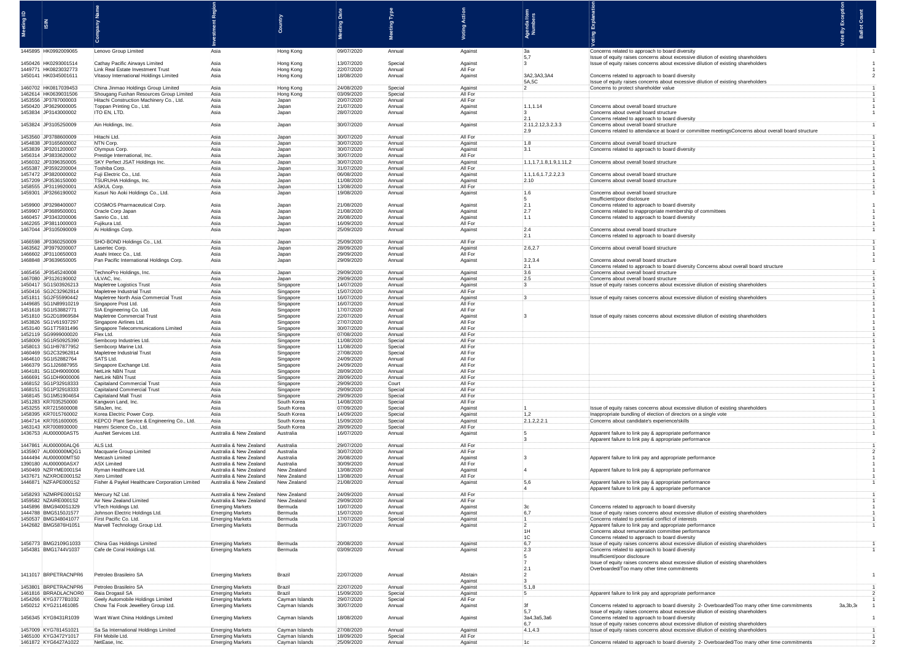| Meeting ID | ISIN | Company Name | Investment Region | Country | Meeting Date | Meeting Type | Voting Action | Agenda Item Numbers | Voting Explanation | Vote By Exception | Ballot Count |
|---|---|---|---|---|---|---|---|---|---|---|---|
| 1445895 | HK0992009065 | Lenovo Group Limited | Asia | Hong Kong | 09/07/2020 | Annual | Against | 3a<br>5,7 | Concerns related to approach to board diversity<br>Issue of equity raises concerns about excessive dilution of existing shareholders | | 1 |
| 1450426 | HK0293001514 | Cathay Pacific Airways Limited | Asia | Hong Kong | 13/07/2020 | Special | Against | 3 | Issue of equity raises concerns about excessive dilution of existing shareholders | | 1 |
| 1449771 | HK0823032773 | Link Real Estate Investment Trust | Asia | Hong Kong | 22/07/2020 | Annual | All For | | | | 1 |
| 1450141 | HK0345001611 | Vitasoy International Holdings Limited | Asia | Hong Kong | 18/08/2020 | Annual | Against | 3A2,3A3,3A4<br>5A,5C | Concerns related to approach to board diversity<br>Issue of equity raises concerns about excessive dilution of existing shareholders | | 2 |
| 1460702 | HK0817039453 | China Jinmao Holdings Group Limited | Asia | Hong Kong | 24/08/2020 | Special | Against | 2 | Concerns to protect shareholder value | | 1 |
| 1462614 | HK0639031506 | Shougang Fushan Resources Group Limited | Asia | Hong Kong | 03/09/2020 | Special | All For | | | | 1 |
| 1453556 | JP3787000003 | Hitachi Construction Machinery Co., Ltd. | Asia | Japan | 20/07/2020 | Annual | All For | | | | 1 |
| 1450420 | JP3629000005 | Toppan Printing Co., Ltd. | Asia | Japan | 21/07/2020 | Annual | Against | 1.1,1.14 | Concerns about overall board structure | | 1 |
| 1453834 | JP3143000002 | ITO EN, LTD. | Asia | Japan | 28/07/2020 | Annual | Against | 3<br>2.1 | Concerns about overall board structure<br>Concerns related to approach to board diversity | | 1 |
| 1453824 | JP3105250009 | Ain Holdings, Inc. | Asia | Japan | 30/07/2020 | Annual | Against | 2.11,2.12,3.2,3.3<br>2.9 | Concerns about overall board structure<br>Concerns related to attendance at board or committee meetingsConcerns about overall board structure | | 1 |
| 1453560 | JP3788600009 | Hitachi Ltd. | Asia | Japan | 30/07/2020 | Annual | All For | | | | 1 |
| 1454838 | JP3165600002 | NTN Corp. | Asia | Japan | 30/07/2020 | Annual | Against | 1.8 | Concerns about overall board structure | | 1 |
| 1453839 | JP3201200007 | Olympus Corp. | Asia | Japan | 30/07/2020 | Annual | Against | 3.1 | Concerns related to approach to board diversity | | 1 |
| 1456314 | JP3833620002 | Prestige International, Inc. | Asia | Japan | 30/07/2020 | Annual | All For | | | | 1 |
| 1456032 | JP3396350005 | SKY Perfect JSAT Holdings Inc. | Asia | Japan | 30/07/2020 | Annual | Against | 1.1,1.7,1.8,1.9,1.11,2 | Concerns about overall board structure | | 1 |
| 1455387 | JP3592200004 | Toshiba Corp. | Asia | Japan | 31/07/2020 | Annual | All For | | | | 1 |
| 1457472 | JP3820000002 | Fuji Electric Co., Ltd. | Asia | Japan | 06/08/2020 | Annual | Against | 1.1,1.6,1.7,2.2,2.3 | Concerns about overall board structure | | 1 |
| 1457209 | JP3536150000 | TSURUHA Holdings, Inc. | Asia | Japan | 11/08/2020 | Annual | Against | 2.10 | Concerns about overall board structure | | 1 |
| 1458555 | JP3119920001 | ASKUL Corp. | Asia | Japan | 13/08/2020 | Annual | All For | | | | 1 |
| 1459301 | JP3266190002 | Kusuri No Aoki Holdings Co., Ltd. | Asia | Japan | 19/08/2020 | Annual | Against | 1.6<br>5 | Concerns about overall board structure<br>Insufficient/poor disclosure | | 1 |
| 1459900 | JP3298400007 | COSMOS Pharmaceutical Corp. | Asia | Japan | 21/08/2020 | Annual | Against | 2.1 | Concerns related to approach to board diversity | | 1 |
| 1459907 | JP3689500001 | Oracle Corp Japan | Asia | Japan | 21/08/2020 | Annual | Against | 2.7 | Concerns related to inappropriate membership of committees | | 1 |
| 1460457 | JP3343200006 | Sanrio Co., Ltd. | Asia | Japan | 26/08/2020 | Annual | Against | 1.1 | Concerns related to approach to board diversity | | 1 |
| 1462265 | JP3811000003 | Fujikura Ltd. | Asia | Japan | 16/09/2020 | Annual | All For | | | | 1 |
| 1467044 | JP3105090009 | Ai Holdings Corp. | Asia | Japan | 25/09/2020 | Annual | Against | 2.4<br>2.1 | Concerns about overall board structure<br>Concerns related to approach to board diversity | | 1 |
| 1466598 | JP3360250009 | SHO-BOND Holdings Co., Ltd. | Asia | Japan | 25/09/2020 | Annual | All For | | | | 1 |
| 1463562 | JP3979200007 | Lasertec Corp. | Asia | Japan | 28/09/2020 | Annual | Against | 2.6,2.7 | Concerns about overall board structure | | 1 |
| 1466602 | JP3110650003 | Asahi Intecc Co., Ltd. | Asia | Japan | 29/09/2020 | Annual | All For | | | | 1 |
| 1468848 | JP3639650005 | Pan Pacific International Holdings Corp. | Asia | Japan | 29/09/2020 | Annual | Against | 3.2,3.4<br>2.1 | Concerns about overall board structure<br>Concerns related to approach to board diversity Concerns about overall board structure | | 1 |
| 1465456 | JP3545240008 | TechnoPro Holdings, Inc. | Asia | Japan | 29/09/2020 | Annual | Against | 3.6 | Concerns about overall board structure | | 1 |
| 1467080 | JP3126190002 | ULVAC, Inc. | Asia | Japan | 29/09/2020 | Annual | Against | 2.5 | Concerns about overall board structure | | 1 |
| 1450417 | SG1S03926213 | Mapletree Logistics Trust | Asia | Singapore | 14/07/2020 | Annual | Against | 3 | Issue of equity raises concerns about excessive dilution of existing shareholders | | 1 |
| 1450416 | SG2C32962814 | Mapletree Industrial Trust | Asia | Singapore | 15/07/2020 | Annual | All For | | | | 1 |
| 1451811 | SG2F55990442 | Mapletree North Asia Commercial Trust | Asia | Singapore | 16/07/2020 | Annual | Against | 3 | Issue of equity raises concerns about excessive dilution of existing shareholders | | 1 |
| 1449685 | SG1N89910219 | Singapore Post Ltd. | Asia | Singapore | 16/07/2020 | Annual | All For | | | | 1 |
| 1451618 | SG1I53882771 | SIA Engineering Co. Ltd. | Asia | Singapore | 17/07/2020 | Annual | All For | | | | 1 |
| 1451810 | SG2D18969584 | Mapletree Commercial Trust | Asia | Singapore | 22/07/2020 | Annual | Against | 3 | Issue of equity raises concerns about excessive dilution of existing shareholders | | 1 |
| 1453826 | SG1V61937297 | Singapore Airlines Ltd. | Asia | Singapore | 27/07/2020 | Annual | All For | | | | 1 |
| 1453140 | SG1T75931496 | Singapore Telecommunications Limited | Asia | Singapore | 30/07/2020 | Annual | All For | | | | 1 |
| 1452119 | SG9999000020 | Flex Ltd. | Asia | Singapore | 07/08/2020 | Annual | All For | | | | 1 |
| 1458009 | SG1R50925390 | Sembcorp Industries Ltd. | Asia | Singapore | 11/08/2020 | Special | All For | | | | 1 |
| 1458013 | SG1H97877952 | Sembcorp Marine Ltd. | Asia | Singapore | 11/08/2020 | Special | All For | | | | 1 |
| 1460469 | SG2C32962814 | Mapletree Industrial Trust | Asia | Singapore | 27/08/2020 | Special | All For | | | | 1 |
| 1464610 | SG1I52882764 | SATS Ltd. | Asia | Singapore | 24/09/2020 | Annual | All For | | | | 1 |
| 1466379 | SG1J26887955 | Singapore Exchange Ltd. | Asia | Singapore | 24/09/2020 | Annual | All For | | | | 1 |
| 1464181 | SG1DH9000006 | NetLink NBN Trust | Asia | Singapore | 28/09/2020 | Annual | All For | | | | 1 |
| 1466691 | SG1DH9000006 | NetLink NBN Trust | Asia | Singapore | 28/09/2020 | Annual | All For | | | | 1 |
| 1468152 | SG1P32918333 | Capitaland Commercial Trust | Asia | Singapore | 29/09/2020 | Court | All For | | | | 1 |
| 1468151 | SG1P32918333 | Capitaland Commercial Trust | Asia | Singapore | 29/09/2020 | Special | All For | | | | 1 |
| 1468145 | SG1M51904654 | Capitaland Mall Trust | Asia | Singapore | 29/09/2020 | Special | All For | | | | 1 |
| 1451283 | KR7035250000 | Kangwon Land, Inc. | Asia | South Korea | 14/08/2020 | Special | All For | | | | 1 |
| 1453255 | KR7215600008 | SillaJen, Inc. | Asia | South Korea | 07/09/2020 | Special | Against | 1 | Issue of equity raises concerns about excessive dilution of existing shareholders | | 1 |
| 1458395 | KR7015760002 | Korea Electric Power Corp. | Asia | South Korea | 14/09/2020 | Special | Against | 1,2 | Inappropriate bundling of election of directors on a single vote | | 1 |
| 1464714 | KR7051600005 | KEPCO Plant Service & Engineering Co., Ltd. | Asia | South Korea | 15/09/2020 | Special | Against | 2.1.2,2.2.1 | Concerns about candidate's experience/skills | | 1 |
| 1463143 | KR7008930000 | Hanmi Science Co., Ltd. | Asia | South Korea | 28/09/2020 | Special | All For | | | | 1 |
| 1436753 | AU000000AST5 | AusNet Services Ltd. | Australia & New Zealand | Australia | 16/07/2020 | Annual | Against | 5<br>3 | Apparent failure to link pay & appropriate performance<br>Apparent failure to link pay & appropriate performance | | 1 |
| 1447861 | AU000000ALQ6 | ALS Ltd. | Australia & New Zealand | Australia | 29/07/2020 | Annual | All For | | | | 1 |
| 1435907 | AU000000MQG1 | Macquarie Group Limited | Australia & New Zealand | Australia | 30/07/2020 | Annual | All For | | | | 2 |
| 1444494 | AU000000MTS0 | Metcash Limited | Australia & New Zealand | Australia | 26/08/2020 | Annual | Against | 3 | Apparent failure to link pay and appropriate performance | | 1 |
| 1390180 | AU000000ASX7 | ASX Limited | Australia & New Zealand | Australia | 30/09/2020 | Annual | All For | | | | 1 |
| 1450469 | NZRYME0001S4 | Ryman Healthcare Ltd. | Australia & New Zealand | New Zealand | 13/08/2020 | Annual | Against | 4 | Apparent failure to link pay & appropriate performance | | 1 |
| 1437671 | NZXROE0001S2 | Xero Limited | Australia & New Zealand | New Zealand | 13/08/2020 | Annual | All For | | | | 1 |
| 1446871 | NZFAPE0001S2 | Fisher & Paykel Healthcare Corporation Limited | Australia & New Zealand | New Zealand | 21/08/2020 | Annual | Against | 5,6<br>4 | Apparent failure to link pay & appropriate performance<br>Apparent failure to link pay & appropriate performance | | 1 |
| 1458293 | NZMRPE0001S2 | Mercury NZ Ltd. | Australia & New Zealand | New Zealand | 24/09/2020 | Annual | All For | | | | 1 |
| 1459582 | NZAIRE0001S2 | Air New Zealand Limited | Australia & New Zealand | New Zealand | 29/09/2020 | Annual | All For | | | | 1 |
| 1445896 | BMG9400S1329 | VTech Holdings Ltd. | Emerging Markets | Bermuda | 10/07/2020 | Annual | Against | 3c | Concerns related to approach to board diversity | | 1 |
| 1444788 | BMG5150J1577 | Johnson Electric Holdings Ltd. | Emerging Markets | Bermuda | 15/07/2020 | Annual | Against | 6,7 | Issue of equity raises concerns about excessive dilution of existing shareholders | | 1 |
| 1450537 | BMG348041077 | First Pacific Co. Ltd. | Emerging Markets | Bermuda | 17/07/2020 | Special | Against | 1 | Concerns related to potential conflict of interests | | 1 |
| 1442682 | BMG5876H1051 | Marvell Technology Group Ltd. | Emerging Markets | Bermuda | 23/07/2020 | Annual | Against | 2<br>1H<br>1C | Apparent failure to link pay & appropriate performance<br>Concerns about remuneration committee performance<br>Concerns related to approach to board diversity | | 1 |
| 1456773 | BMG2109G1033 | China Gas Holdings Limited | Emerging Markets | Bermuda | 20/08/2020 | Annual | Against | 6,7 | Issue of equity raises concerns about excessive dilution of existing shareholders | | 1 |
| 1454381 | BMG1744V1037 | Cafe de Coral Holdings Ltd. | Emerging Markets | Bermuda | 03/09/2020 | Annual | Against | 2.3<br>5<br>7<br>2.1 | Concerns related to approach to board diversity<br>Insufficient/poor disclosure<br>Issue of equity raises concerns about excessive dilution of existing shareholders<br>Overboarded/Too many other time commitments | | 1 |
| 1411017 | BRPETRACNPR6 | Petroleo Brasileiro SA | Emerging Markets | Brazil | 22/07/2020 | Annual | Abstain<br>Against | 2<br>3 | | | 1 |
| 1453801 | BRPETRACNPR6 | Petroleo Brasileiro SA | Emerging Markets | Brazil | 22/07/2020 | Annual | Against | 5.1,8 | | | 1 |
| 1461816 | BRRADLACNOR0 | Raia Drogasil SA | Emerging Markets | Brazil | 15/09/2020 | Special | Against | 5 | Apparent failure to link pay and appropriate performance | | 2 |
| 1454266 | KYG3777B1032 | Geely Automobile Holdings Limited | Emerging Markets | Cayman Islands | 29/07/2020 | Special | All For | | | | 1 |
| 1450212 | KYG211461085 | Chow Tai Fook Jewellery Group Ltd. | Emerging Markets | Cayman Islands | 30/07/2020 | Annual | Against | 3f<br>5,7 | Concerns related to approach to board diversity 2- Overboarded/Too many other time commitments<br>Issue of equity raises concerns about excessive dilution of existing shareholders | 3a,3b,3e | 1 |
| 1456318 | KYG9431R1039 | Want Want China Holdings Limited | Emerging Markets | Cayman Islands | 18/08/2020 | Annual | Against | 3a4,3a5,3a6<br>6,7 | Concerns related to approach to board diversity<br>Issue of equity raises concerns about excessive dilution of existing shareholders | | 1 |
| 1457009 | KYG7814S1021 | Sa Sa International Holdings Limited | Emerging Markets | Cayman Islands | 27/08/2020 | Annual | Against | 4.1,4.3 | Issue of equity raises concerns about excessive dilution of existing shareholders | | 1 |
| 1465100 | KYG3472Y1017 | FIH Mobile Ltd. | Emerging Markets | Cayman Islands | 18/09/2020 | Special | All For | | | | 1 |
| 1461872 | KYG6427A1022 | NetEase, Inc. | Emerging Markets | Cayman Islands | 25/09/2020 | Annual | Against | 1c | Concerns related to approach to board diversity 2- Overboarded/Too many other time commitments | | 2 |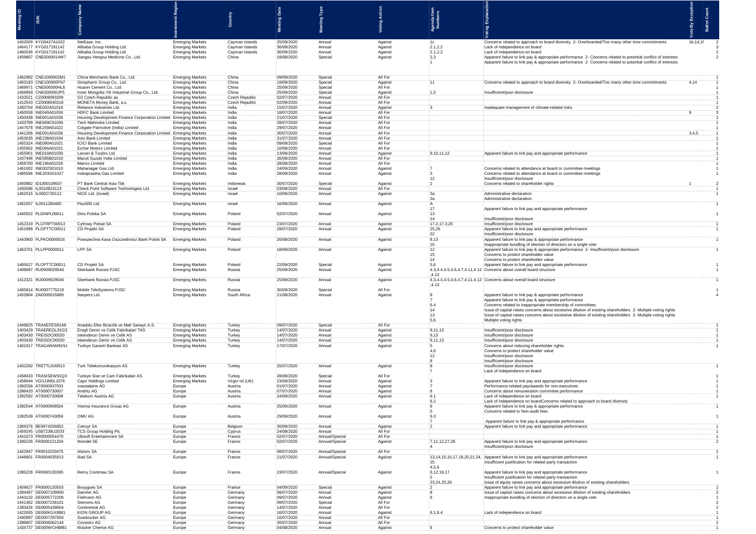| Meeting ID | ISIN | Company Name | Investment Region | Country | Meeting Date | Meeting Type | Voting Action | Agenda Item Numbers | Voting Explanation | Vote By Exception | Ballot Count |
|---|---|---|---|---|---|---|---|---|---|---|---|
| 1462009 | KYG6427A1022 | NetEase, Inc. | Emerging Markets | Cayman Islands | 25/09/2020 | Annual | Against | 1c | Concerns related to approach to board diversity 2- Overboarded/Too many other time commitments | 1b,1d,1f | 2 |
| 1464177 | KYG017191142 | Alibaba Group Holding Ltd. | Emerging Markets | Cayman Islands | 30/09/2020 | Annual | Against | 2.1,2.2 | Lack of independence on board | | 3 |
| 1460036 | KYG017191142 | Alibaba Group Holding Ltd. | Emerging Markets | Cayman Islands | 30/09/2020 | Annual | Against | 2.1,2.2 | Lack of independence on board | | 2 |
| 1459807 | CNE0000014W7 | Jiangsu Hengrui Medicine Co., Ltd. | Emerging Markets | China | 18/08/2020 | Special | Against | 2,3<br>1 | Apparent failure to link pay & appropriate performance 2- Concerns related to potential conflict of interests<br>Apparent failure to link pay & appropriate performance 2- Concerns related to potential conflict of interests | | 2 |
| 1462982 | CNE1000002M1 | China Merchants Bank Co., Ltd. | Emerging Markets | China | 09/09/2020 | Special | All For | | | | 1 |
| 1463183 | CNE100000FN7 | Sinopharm Group Co., Ltd. | Emerging Markets | China | 18/09/2020 | Special | Against | 11 | Concerns related to approach to board diversity 2- Overboarded/Too many other time commitments | 4,14 | 1 |
| 1469971 | CNE000000HL8 | Huaxin Cement Co., Ltd. | Emerging Markets | China | 25/09/2020 | Special | All For | | | | 1 |
| 1469969 | CNE000000JP5 | Inner Mongolia Yili Industrial Group Co., Ltd. | Emerging Markets | China | 25/09/2020 | Special | Against | 1,2 | Insufficient/poor disclosure | | 1 |
| 1433521 | CZ0009093209 | O2 Czech Republic as | Emerging Markets | Czech Republic | 02/07/2020 | Annual | All For | | | | 1 |
| 1412543 | CZ0008040318 | MONETA Money Bank, a.s. | Emerging Markets | Czech Republic | 02/09/2020 | Annual | All For | | | | 1 |
| 1450704 | INE002A01018 | Reliance Industries Ltd. | Emerging Markets | India | 15/07/2020 | Annual | Against | 3 | Inadequate management of climate-related risks | | 2 |
| 1450558 | INE040A01034 | HDFC Bank Limited | Emerging Markets | India | 18/07/2020 | Annual | All For | | | 9 | 3 |
| 1450438 | INE001A01036 | Housing Development Finance Corporation Limited | Emerging Markets | India | 21/07/2020 | Special | All For | | | | 1 |
| 1433789 | INE669C01036 | Tech Mahindra Limited | Emerging Markets | India | 28/07/2020 | Annual | All For | | | | 1 |
| 1447678 | INE259A01022 | Colgate-Palmolive (India) Limited | Emerging Markets | India | 29/07/2020 | Annual | All For | | | | 1 |
| 1441206 | INE001A01036 | Housing Development Finance Corporation Limited | Emerging Markets | India | 30/07/2020 | Annual | All For | | | 3,4,5 | 1 |
| 1453635 | INE238A01034 | Axis Bank Limited | Emerging Markets | India | 31/07/2020 | Annual | All For | | | | 1 |
| 1455324 | INE090A01021 | ICICI Bank Limited | Emerging Markets | India | 09/08/2020 | Special | All For | | | | 1 |
| 1455902 | INE066A01021 | Eicher Motors Limited | Emerging Markets | India | 10/08/2020 | Annual | All For | | | | 1 |
| 1455901 | INE018A01030 | Larsen & Toubro Ltd. | Emerging Markets | India | 13/08/2020 | Annual | Against | 9,10,11,12 | Apparent failure to link pay and appropriate performance | | 1 |
| 1437496 | INE585B01010 | Maruti Suzuki India Limited | Emerging Markets | India | 26/08/2020 | Annual | All For | | | | 1 |
| 1458700 | INE196A01026 | Marico Limited | Emerging Markets | India | 28/08/2020 | Annual | All For | | | | 1 |
| 1461002 | INE002S01010 | Mahanagar Gas Ltd. | Emerging Markets | India | 24/09/2020 | Annual | Against | 7 | Concerns related to attendance at board or committee meetings | | 1 |
| 1465596 | INE203G01027 | Indraprastha Gas Limited | Emerging Markets | India | 28/09/2020 | Annual | Against | 3<br>12 | Concerns related to attendance at board or committee meetings<br>Insufficient/poor disclosure | | 1 |
| 1450882 | ID1000109507 | PT Bank Central Asia Tbk | Emerging Markets | Indonesia | 30/07/2020 | Special | Against | 2 | Concerns related to shareholder rights | 1 | 2 |
| 1450096 | IL0010824113 | Check Point Software Technologies Ltd. | Emerging Markets | Israel | 03/08/2020 | Annual | All For | | | | 1 |
| 1462015 | IL0002730112 | NICE Ltd. (Israel) | Emerging Markets | Israel | 10/09/2020 | Annual | Against | 3a<br>2a | Administrative declaration<br>Administrative declaration | | 1 |
| 1461557 | IL0011284465 | Plus500 Ltd. | Emerging Markets | Israel | 16/09/2020 | Annual | Against | A<br>17 | Apparent failure to link pay and appropriate performance | | 1 |
| 1445922 | PLDINPL00011 | Dino Polska SA | Emerging Markets | Poland | 02/07/2020 | Annual | Against | 13<br>14 | Insufficient/poor disclosure | | 1 |
| 1452319 | PLCFRPT00013 | Cyfrowy Polsat SA | Emerging Markets | Poland | 23/07/2020 | Annual | Against | 17.2,17.3,20 | Insufficient/poor disclosure | | 1 |
| 1451998 | PLOPTTC00011 | CD Projekt SA | Emerging Markets | Poland | 28/07/2020 | Annual | Against | 25,26<br>22 | Apparent failure to link pay and appropriate performance<br>Insufficient/poor disclosure | | 1 |
| 1443900 | PLPKO0000016 | Powszechna Kasa Oszczednosci Bank Polski SA | Emerging Markets | Poland | 26/08/2020 | Annual | Against | 8.13<br>10 | Apparent failure to link pay & appropriate performance<br>Inappropriate bundling of election of directors on a single vote | | 1 |
| 1463701 | PLLPP0000011 | LPP SA | Emerging Markets | Poland | 18/09/2020 | Annual | Against | 12<br>15<br>14 | Apparent failure to link pay & appropriate performance 2- Insufficient/poor disclosure<br>Concerns to protect shareholder value<br>Concerns to protect shareholder value | | 1 |
| 1465627 | PLOPTTC00011 | CD Projekt SA | Emerging Markets | Poland | 22/09/2020 | Special | Against | 5,6 | Apparent failure to link pay and appropriate performance | | 1 |
| 1408897 | RU0009029540 | Sberbank Russia PJSC | Emerging Markets | Russia | 25/09/2020 | Annual | Against | 4.3,4.4,4.5,4.6,4.7,4.11,4.12,4.13 | Concerns about overall board structure | | 1 |
| 1412321 | RU0009029540 | Sberbank Russia PJSC | Emerging Markets | Russia | 25/09/2020 | Annual | Against | 4.3,4.4,4.5,4.6,4.7,4.11,4.12,4.13 | Concerns about overall board structure | | 1 |
| 1465814 | RU0007775219 | Mobile TeleSystems PJSC | Emerging Markets | Russia | 30/09/2020 | Special | All For | | | | 1 |
| 1452804 | ZAE000015889 | Naspers Ltd. | Emerging Markets | South Africa | 21/08/2020 | Annual | Against | 8<br>7<br>6.4<br>14<br>13<br>5,6 | Apparent failure to link pay & appropriate performance<br>Apparent failure to link pay & appropriate performance<br>Concerns related to inappropriate membership of committees<br>Issue of capital raises concerns about excessive dilution of existing shareholders 2- Multiple voting rights<br>Issue of capital raises concerns about excessive dilution of existing shareholders 2- Multiple voting rights<br>Multiple voting rights | | 4 |
| 1449625 | TRAAEFES91A9 | Anadolu Efes Biracilik ve Malt Sanayii A.S. | Emerging Markets | Turkey | 09/07/2020 | Special | All For | | | | 1 |
| 1403429 | TRAEREGL91G3 | Eregli Demir ve Celik Fabrikalari TAS | Emerging Markets | Turkey | 14/07/2020 | Annual | Against | 9,11,13 | Insufficient/poor disclosure | | 1 |
| 1403430 | TREISDC00020 | Iskenderun Demir ve Celik AS | Emerging Markets | Turkey | 14/07/2020 | Annual | Against | 9,13 | Insufficient/poor disclosure | | 1 |
| 1403430 | TREISDC00020 | Iskenderun Demir ve Celik AS | Emerging Markets | Turkey | 14/07/2020 | Annual | Against | 9,11,13 | Insufficient/poor disclosure | | 1 |
| 1401917 | TRAGARAN91N1 | Turkiye Garanti Bankasi AS | Emerging Markets | Turkey | 17/07/2020 | Annual | Against | 5<br>4,6<br>12<br>8 | Concerns about reducing shareholder rights<br>Concerns to protect shareholder value<br>Insufficient/poor disclosure<br>Insufficient/poor disclosure | | 1 |
| 1402292 | TRETTLK00013 | Turk Telekomunikasyon AS | Emerging Markets | Turkey | 25/07/2020 | Annual | Against | 8<br>7 | Insufficient/poor disclosure<br>Lack of independence on board | | 1 |
| 1458433 | TRASISEW91Q3 | Turkiye Sise ve Cam Fabrikalari AS | Emerging Markets | Turkey | 28/08/2020 | Special | All For | | | | 1 |
| 1458044 | VGG1890L1076 | Capri Holdings Limited | Emerging Markets | Virgin Isl (UK) | 23/09/2020 | Annual | Against | 3 | Apparent failure to link pay and appropriate performance | | 1 |
| 1392556 | AT0000937503 | voestalpine AG | Europe | Austria | 01/07/2020 | Annual | Against | 7 | Performance-related pay/awards for non-executives | | 1 |
| 1398420 | AT0000730007 | Andritz AG | Europe | Austria | 07/07/2020 | Annual | Against | 8 | Concerns about remuneration committee performance | | 1 |
| 1392592 | AT0000720008 | Telekom Austria AG | Europe | Austria | 24/09/2020 | Annual | Against | 6.1<br>6.2 | Lack of independence on board<br>Lack of independence on boardConcerns related to approach to board diversity | | 1 |
| 1392544 | AT0000908504 | Vienna Insurance Group AG | Europe | Austria | 25/09/2020 | Annual | Against | 8<br>5 | Apparent failure to link pay & appropriate performance<br>Concerns related to Non-audit fees | | 1 |
| 1392539 | AT0000743059 | OMV AG | Europe | Austria | 29/09/2020 | Annual | Against | 9.3<br>7 | Apparent failure to link pay & appropriate performance | | 1 |
| 1369376 | BE0974256852 | Colruyt SA | Europe | Belgium | 30/09/2020 | Annual | Against | 2 | Apparent failure to link pay and appropriate performance | | 1 |
| 1459245 | US87238U2033 | TCS Group Holding Plc | Europe | Cyprus | 24/08/2020 | Annual | All For | | | | 1 |
| 1441673 | FR0000054470 | Ubisoft Entertainment SA | Europe | France | 02/07/2020 | Annual/Special | All For | | | | 1 |
| 1395226 | FR0000121204 | Wendel SE | Europe | France | 02/07/2020 | Annual/Special | Against | 7,11,12,27,28<br>4 | Apparent failure to link pay and appropriate performance<br>Insufficient/poor disclosure | | 2 |
| 1442947 | FR0010220475 | Alstom SA | Europe | France | 08/07/2020 | Annual/Special | All For | | | | 2 |
| 1448601 | FR0004035913 | Iliad SA | Europe | France | 21/07/2020 | Annual/Special | Against | 13,14,15,16,17,18,20,21,24,25<br>4,5,6 | Apparent failure to link pay and appropriate performance<br>Insufficient justification for related party transaction | | 1 |
| 1395228 | FR0000130395 | Remy Cointreau SA | Europe | France | 23/07/2020 | Annual/Special | Against | 6,12,16,17<br>5<br>23,24,25,26 | Apparent failure to link pay and appropriate performance<br>Insufficient justification for related party transaction<br>Issue of equity raises concerns about excessive dilution of existing shareholders | | 1 |
| 1459627 | FR0000120503 | Bouygues SA | Europe | France | 04/09/2020 | Special | Against | 2 | Apparent failure to link pay and appropriate performance | | 1 |
| 1394487 | DE0007100000 | Daimler AG | Europe | Germany | 08/07/2020 | Annual | Against | 8 | Issue of capital raises concerns about excessive dilution of existing shareholders | | 2 |
| 1443132 | DE0005772206 | Fielmann AG | Europe | Germany | 09/07/2020 | Annual | Against | 6 | Inappropriate bundling of election of directors on a single vote | | 1 |
| 1441362 | DE0007236101 | Siemens AG | Europe | Germany | 09/07/2020 | Special | All For | | | | 2 |
| 1393426 | DE0005439004 | Continental AG | Europe | Germany | 14/07/2020 | Annual | All For | | | | 2 |
| 1422655 | DE000KGX8881 | KION GROUP AG | Europe | Germany | 16/07/2020 | Annual | Against | 6.1,6.4 | Lack of independence on board | | 1 |
| 1440997 | DE0007297004 | Suedzucker AG | Europe | Germany | 16/07/2020 | Annual | All For | | | | 1 |
| 1398607 | DE0006062144 | Covestro AG | Europe | Germany | 30/07/2020 | Annual | All For | | | | 2 |
| 1434737 | DE000WCH8881 | Wacker Chemie AG | Europe | Germany | 04/08/2020 | Annual | Against | 6 | Concerns to protect shareholder value | | 1 |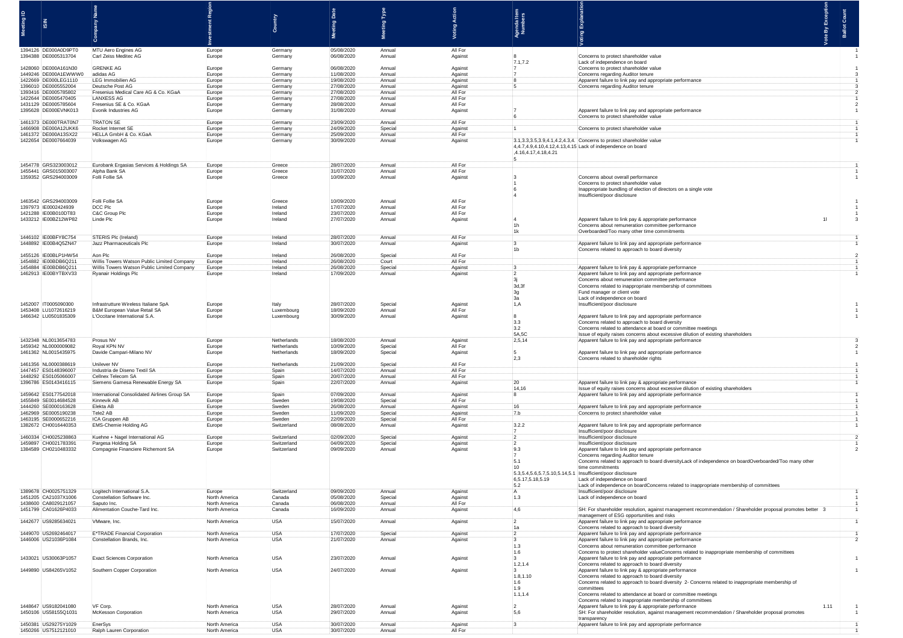| Meeting ID | ISIN | Company Name | Investment Region | Country | Meeting Date | Meeting Type | Voting Action | Agenda Item Numbers | Voting Explanation | Vote By Exception | Ballot Count |
|---|---|---|---|---|---|---|---|---|---|---|---|
| 1394126 | DE000A0D9PT0 | MTU Aero Engines AG | Europe | Germany | 05/08/2020 | Annual | All For | | | | 1 |
| 1394388 | DE0005313704 | Carl Zeiss Meditec AG | Europe | Germany | 06/08/2020 | Annual | Against | 8<br>7.1,7.2 | Concerns to protect shareholder value<br>Lack of independence on board | | 1 |
| 1428060 | DE000A161N30 | GRENKE AG | Europe | Germany | 06/08/2020 | Annual | Against | 7 | Concerns to protect shareholder value | | 1 |
| 1449246 | DE000A1EWWW0 | adidas AG | Europe | Germany | 11/08/2020 | Annual | Against | 7 | Concerns regarding Auditor tenure | | 3 |
| 1422669 | DE000LEG1110 | LEG Immobilien AG | Europe | Germany | 19/08/2020 | Annual | Against | 8 | Apparent failure to link pay and appropriate performance | | 1 |
| 1396010 | DE0005552004 | Deutsche Post AG | Europe | Germany | 27/08/2020 | Annual | Against | 5 | Concerns regarding Auditor tenure | | 3 |
| 1393416 | DE0005785802 | Fresenius Medical Care AG & Co. KGaA | Europe | Germany | 27/08/2020 | Annual | All For | | | | 2 |
| 1422644 | DE0005470405 | LANXESS AG | Europe | Germany | 27/08/2020 | Annual | All For | | | | 1 |
| 1431129 | DE0005785604 | Fresenius SE & Co. KGaA | Europe | Germany | 28/08/2020 | Annual | All For | | | | 2 |
| 1395628 | DE000EVNK013 | Evonik Industries AG | Europe | Germany | 31/08/2020 | Annual | Against | 7<br>6 | Apparent failure to link pay and appropriate performance<br>Concerns to protect shareholder value | | 1 |
| 1461373 | DE000TRAT0N7 | TRATON SE | Europe | Germany | 23/09/2020 | Annual | All For | | | | 1 |
| 1466908 | DE000A12UKK6 | Rocket Internet SE | Europe | Germany | 24/09/2020 | Special | Against | 1 | Concerns to protect shareholder value | | 1 |
| 1461372 | DE000A13SX22 | HELLA GmbH & Co. KGaA | Europe | Germany | 25/09/2020 | Annual | All For | | | | 1 |
| 1422654 | DE0007664039 | Volkswagen AG | Europe | Germany | 30/09/2020 | Annual | Against | 3.1,3.3,3.5,3.9,4.1,4.2,4.3,4.4,4.7,4.9,4.10,4.12,4.13,4.15,4.16,4.17,4.18,4.21<br>5 | Concerns to protect shareholder value<br>Lack of independence on board | | 1 |
| 1454778 | GRS323003012 | Eurobank Ergasias Services & Holdings SA | Europe | Greece | 28/07/2020 | Annual | All For | | | | 1 |
| 1455441 | GRS015003007 | Alpha Bank SA | Europe | Greece | 31/07/2020 | Annual | All For | | | | 1 |
| 1359352 | GRS294003009 | Folli Follie SA | Europe | Greece | 10/09/2020 | Annual | Against | 3<br>1<br>6<br>4 | Concerns about overall performance<br>Concerns to protect shareholder value<br>Inappropriate bundling of election of directors on a single vote<br>Insufficient/poor disclosure | | 1 |
| 1463542 | GRS294003009 | Folli Follie SA | Europe | Greece | 10/09/2020 | Annual | All For | | | | 1 |
| 1397973 | IE0002424939 | DCC Plc | Europe | Ireland | 17/07/2020 | Annual | All For | | | | 1 |
| 1421288 | IE00B010DT83 | C&C Group Plc | Europe | Ireland | 23/07/2020 | Annual | All For | | | | 1 |
| 1433212 | IE00BZ12WP82 | Linde Plc | Europe | Ireland | 27/07/2020 | Annual | Against | 4<br>1h<br>1k | Apparent failure to link pay & appropriate performance<br>Concerns about remuneration committee performance<br>Overboarded/Too many other time commitments | 1l | 3 |
| 1446102 | IE00BFY8C754 | STERIS Plc (Ireland) | Europe | Ireland | 28/07/2020 | Annual | All For | | | | 1 |
| 1448892 | IE00B4Q5ZN47 | Jazz Pharmaceuticals Plc | Europe | Ireland | 30/07/2020 | Annual | Against | 3<br>1b | Apparent failure to link pay and appropriate performance<br>Concerns related to approach to board diversity | | 1 |
| 1455126 | IE00BLP1HW54 | Aon Plc | Europe | Ireland | 26/08/2020 | Special | All For | | | | 2 |
| 1454882 | IE00BDB6Q211 | Willis Towers Watson Public Limited Company | Europe | Ireland | 26/08/2020 | Court | All For | | | | 1 |
| 1454884 | IE00BDB6Q211 | Willis Towers Watson Public Limited Company | Europe | Ireland | 26/08/2020 | Special | Against | 3 | Apparent failure to link pay & appropriate performance | | 1 |
| 1462913 | IE00BYTBXV33 | Ryanair Holdings Plc | Europe | Ireland | 17/09/2020 | Annual | Against | 2<br>3j<br>3d,3f<br>3g<br>3a | Apparent failure to link pay and appropriate performance<br>Concerns about remuneration committee performance<br>Concerns related to inappropriate membership of committees<br>Fund manager or client vote<br>Lack of independence on board | | 1 |
| 1452007 | IT0005090300 | Infrastrutture Wireless Italiane SpA | Europe | Italy | 28/07/2020 | Special | Against | 1,A | Insufficient/poor disclosure | | 1 |
| 1453408 | LU1072616219 | B&M European Value Retail SA | Europe | Luxembourg | 18/09/2020 | Annual | All For | | | | 1 |
| 1466342 | LU0501835309 | L'Occitane International S.A. | Europe | Luxembourg | 30/09/2020 | Annual | Against | 8<br>3.3<br>3.2<br>5A,5C | Apparent failure to link pay and appropriate performance<br>Concerns related to approach to board diversity<br>Concerns related to attendance at board or committee meetings<br>Issue of equity raises concerns about excessive dilution of existing shareholders | | 1 |
| 1432348 | NL0013654783 | Prosus NV | Europe | Netherlands | 18/08/2020 | Annual | Against | 2,5,14 | Apparent failure to link pay and appropriate performance | | 3 |
| 1459342 | NL0000009082 | Royal KPN NV | Europe | Netherlands | 10/09/2020 | Special | All For | | | | 2 |
| 1461362 | NL0015435975 | Davide Campari-Milano NV | Europe | Netherlands | 18/09/2020 | Special | Against | 5<br>2,3 | Apparent failure to link pay and appropriate performance<br>Concerns related to shareholder rights | | 1 |
| 1461356 | NL0000388619 | Unilever NV | Europe | Netherlands | 21/09/2020 | Special | All For | | | | 1 |
| 1447457 | ES0148396007 | Industria de Diseno Textil SA | Europe | Spain | 14/07/2020 | Annual | All For | | | | 1 |
| 1448292 | ES0105066007 | Cellnex Telecom SA | Europe | Spain | 20/07/2020 | Annual | All For | | | | 1 |
| 1396786 | ES0143416115 | Siemens Gamesa Renewable Energy SA | Europe | Spain | 22/07/2020 | Annual | Against | 20<br>14,16 | Apparent failure to link pay and appropriate performance<br>Issue of equity raises concerns about excessive dilution of existing shareholders | | 1 |
| 1459642 | ES0177542018 | International Consolidated Airlines Group SA | Europe | Spain | 07/09/2020 | Annual | Against | 8 | Apparent failure to link pay and appropriate performance | | 1 |
| 1455849 | SE0014684528 | Kinnevik AB | Europe | Sweden | 19/08/2020 | Special | All For | | | | 1 |
| 1444260 | SE0000163628 | Elekta AB | Europe | Sweden | 26/08/2020 | Annual | Against | 16 | Apparent failure to link pay and appropriate performance | | 1 |
| 1462969 | SE0005190238 | Tele2 AB | Europe | Sweden | 11/09/2020 | Special | Against | 7.b | Concerns to protect shareholder value | | 1 |
| 1463195 | SE0000652216 | ICA Gruppen AB | Europe | Sweden | 22/09/2020 | Special | All For | | | | 1 |
| 1382672 | CH0016440353 | EMS-Chemie Holding AG | Europe | Switzerland | 08/08/2020 | Annual | Against | 3.2.2<br>7 | Apparent failure to link pay and appropriate performance<br>Insufficient/poor disclosure | | 1 |
| 1460334 | CH0025238863 | Kuehne + Nagel International AG | Europe | Switzerland | 02/09/2020 | Special | Against | 2 | Insufficient/poor disclosure | | 2 |
| 1459897 | CH0021783391 | Pargesa Holding SA | Europe | Switzerland | 04/09/2020 | Special | Against | 2 | Insufficient/poor disclosure | | 1 |
| 1384589 | CH0210483332 | Compagnie Financiere Richemont SA | Europe | Switzerland | 09/09/2020 | Annual | Against | 9.3<br>7<br>5.1<br>10<br>5.3,5.4,5.6,5.7,5.10,5.14,5.1<br>6,5.17,5.18,5.19<br>5.2 | Apparent failure to link pay and appropriate performance<br>Concerns regarding Auditor tenure<br>Concerns related to approach to board diversityLack of independence on boardOverboarded/Too many other time commitments<br>Insufficient/poor disclosure<br>Lack of independence on board<br>Lack of independence on boardConcerns related to inappropriate membership of committees | | 2 |
| 1389876 | CH0025751329 | Logitech International S.A. | Europe | Switzerland | 09/09/2020 | Annual | Against | A | Insufficient/poor disclosure | | 1 |
| 1451205 | CA21037X1006 | Constellation Software Inc. | North America | Canada | 05/08/2020 | Special | Against | 1.3 | Lack of independence on board | | 1 |
| 1438600 | CA8029121057 | Saputo Inc. | North America | Canada | 06/08/2020 | Annual | All For | | | | 1 |
| 1451799 | CA01626P4033 | Alimentation Couche-Tard Inc. | North America | Canada | 16/09/2020 | Annual | Against | 4,6 | SH: For shareholder resolution, against management recommendation / Shareholder proposal promotes better management of ESG opportunities and risks | 3 | 1 |
| 1442677 | US9285634021 | VMware, Inc. | North America | USA | 15/07/2020 | Annual | Against | 2<br>1a | Apparent failure to link pay and appropriate performance<br>Concerns related to approach to board diversity | | 1 |
| 1449070 | US2692464017 | E*TRADE Financial Corporation | North America | USA | 17/07/2020 | Special | Against | 2 | Apparent failure to link pay and appropriate performance | | 1 |
| 1446006 | US21036P1084 | Constellation Brands, Inc. | North America | USA | 21/07/2020 | Annual | Against | 3<br>1.3<br>1.6 | Apparent failure to link pay and appropriate performance<br>Concerns about remuneration committee performance<br>Concerns to protect shareholder valueConcerns related to inappropriate membership of committees | | 2 |
| 1433021 | US30063P1057 | Exact Sciences Corporation | North America | USA | 23/07/2020 | Annual | Against | 3<br>1.2,1.4 | Apparent failure to link pay and appropriate performance<br>Concerns related to approach to board diversity | | 1 |
| 1449890 | US84265V1052 | Southern Copper Corporation | North America | USA | 24/07/2020 | Annual | Against | 3<br>1.8,1.10<br>1.6<br>1.9<br>1.1,1.4 | Apparent failure to link pay & appropriate performance<br>Concerns related to approach to board diversity<br>Concerns related to approach to board diversity 2- Concerns related to inappropriate membership of committees<br>Concerns related to attendance at board or committee meetings<br>Concerns related to inappropriate membership of committees | | 1 |
| 1448647 | US9182041080 | VF Corp. | North America | USA | 28/07/2020 | Annual | Against | 2 | Apparent failure to link pay & appropriate performance | 1.11 | 1 |
| 1450106 | US58155Q1031 | McKesson Corporation | North America | USA | 29/07/2020 | Annual | Against | 5,6 | SH: For shareholder resolution, against management recommendation / Shareholder proposal promotes transparency | | 1 |
| 1450381 | US29275Y1029 | EnerSys | North America | USA | 30/07/2020 | Annual | Against | 3 | Apparent failure to link pay and appropriate performance | | 1 |
| 1450266 | US7512121010 | Ralph Lauren Corporation | North America | USA | 30/07/2020 | Annual | All For | | | | 1 |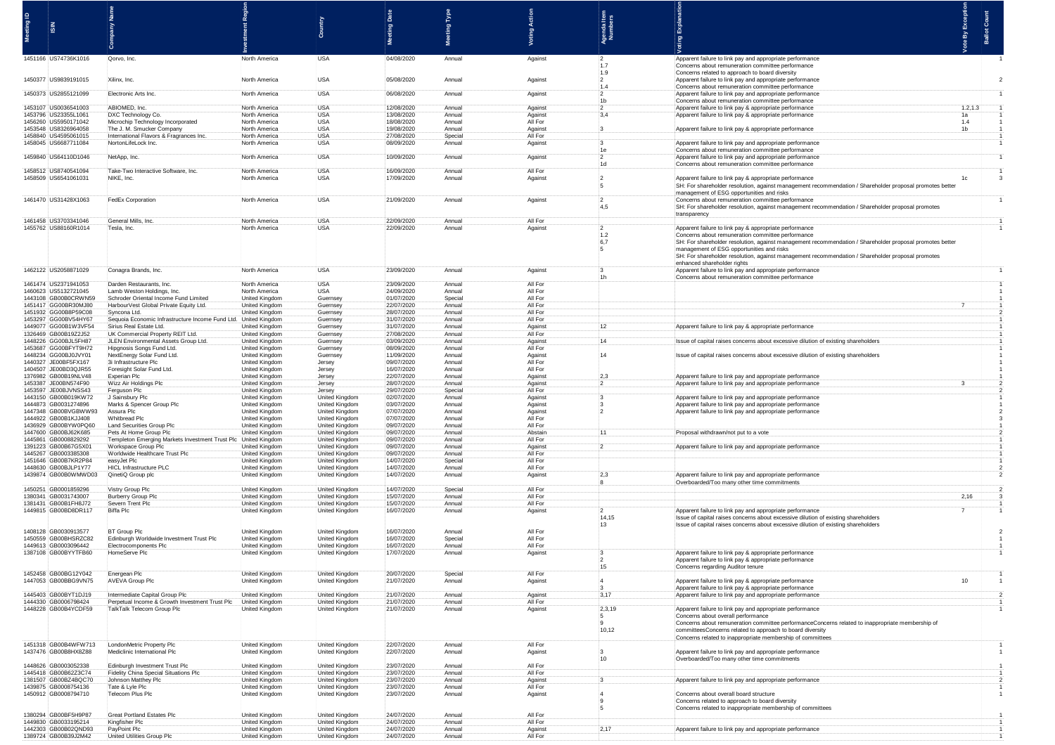| Meeting ID | ISIN | Company Name | Investment Region | Country | Meeting Date | Meeting Type | Voting Action | Agenda Item Numbers | Voting Explanation | Vote By Exception | Ballot Count |
|---|---|---|---|---|---|---|---|---|---|---|---|
| 1451166 | US74736K1016 | Qorvo, Inc. | North America | USA | 04/08/2020 | Annual | Against | 2<br>1.7<br>1.9 | Apparent failure to link pay and appropriate performance<br>Concerns about remuneration committee performance<br>Concerns related to approach to board diversity | | 1 |
| 1450377 | US9839191015 | Xilinx, Inc. | North America | USA | 05/08/2020 | Annual | Against | 2<br>1.4 | Apparent failure to link pay and appropriate performance<br>Concerns about remuneration committee performance | | 2 |
| 1450373 | US2855121099 | Electronic Arts Inc. | North America | USA | 06/08/2020 | Annual | Against | 2<br>1b | Apparent failure to link pay and appropriate performance<br>Concerns about remuneration committee performance | | 1 |
| 1453107 | US0036541003 | ABIOMED, Inc. | North America | USA | 12/08/2020 | Annual | Against | 2 | Apparent failure to link pay & appropriate performance | 1.2,1.3 | 1 |
| 1453796 | US23355L1061 | DXC Technology Co. | North America | USA | 13/08/2020 | Annual | Against | 3,4 | Apparent failure to link pay & appropriate performance | 1a | 1 |
| 1456260 | US5950171042 | Microchip Technology Incorporated | North America | USA | 18/08/2020 | Annual | All For | | | 1.4 | 1 |
| 1453548 | US8326964058 | The J. M. Smucker Company | North America | USA | 19/08/2020 | Annual | Against | 3 | Apparent failure to link pay & appropriate performance | 1b | 1 |
| 1458840 | US4595061015 | International Flavors & Fragrances Inc. | North America | USA | 27/08/2020 | Special | All For | | | | 1 |
| 1458045 | US6687711084 | NortonLifeLock Inc. | North America | USA | 08/09/2020 | Annual | Against | 3<br>1e | Apparent failure to link pay and appropriate performance<br>Concerns about remuneration committee performance | | 1 |
| 1459840 | US64110D1046 | NetApp, Inc. | North America | USA | 10/09/2020 | Annual | Against | 2<br>1d | Apparent failure to link pay and appropriate performance<br>Concerns about remuneration committee performance | | 1 |
| 1458512 | US8740541094 | Take-Two Interactive Software, Inc. | North America | USA | 16/09/2020 | Annual | All For | | | | 1 |
| 1458509 | US6541061031 | NIKE, Inc. | North America | USA | 17/09/2020 | Annual | Against | 2<br>5 | Apparent failure to link pay & appropriate performance<br>SH: For shareholder resolution, against management recommendation / Shareholder proposal promotes better management of ESG opportunities and risks | 1c | 3 |
| 1461470 | US31428X1063 | FedEx Corporation | North America | USA | 21/09/2020 | Annual | Against | 2<br>4,5 | Concerns about remuneration committee performance<br>SH: For shareholder resolution, against management recommendation / Shareholder proposal promotes transparency | | 1 |
| 1461458 | US3703341046 | General Mills, Inc. | North America | USA | 22/09/2020 | Annual | All For | | | | 1 |
| 1455762 | US88160R1014 | Tesla, Inc. | North America | USA | 22/09/2020 | Annual | Against | 2<br>1.2<br>6,7<br>5 | Apparent failure to link pay & appropriate performance<br>Concerns about remuneration committee performance<br>SH: For shareholder resolution, against management recommendation / Shareholder proposal promotes better management of ESG opportunities and risks<br>SH: For shareholder resolution, against management recommendation / Shareholder proposal promotes enhanced shareholder rights | | 1 |
| 1462122 | US2058871029 | Conagra Brands, Inc. | North America | USA | 23/09/2020 | Annual | Against | 3<br>1h | Apparent failure to link pay and appropriate performance<br>Concerns about remuneration committee performance | | 1 |
| 1461474 | US2371941053 | Darden Restaurants, Inc. | North America | USA | 23/09/2020 | Annual | All For | | | | 1 |
| 1460623 | US5132721045 | Lamb Weston Holdings, Inc. | North America | USA | 24/09/2020 | Annual | All For | | | | 1 |
| 1443108 | GB00B0CRWN59 | Schroder Oriental Income Fund Limited | United Kingdom | Guernsey | 01/07/2020 | Special | All For | | | | 1 |
| 1451417 | GG00BR30MJ80 | HarbourVest Global Private Equity Ltd. | United Kingdom | Guernsey | 22/07/2020 | Annual | All For | | | 7 | 1 |
| 1451932 | GG00B8P59C08 | Syncona Ltd. | United Kingdom | Guernsey | 28/07/2020 | Annual | All For | | | | 2 |
| 1453297 | GG00BV54HY67 | Sequoia Economic Infrastructure Income Fund Ltd. | United Kingdom | Guernsey | 31/07/2020 | Annual | All For | | | | 1 |
| 1449077 | GG00B1W3VF54 | Sirius Real Estate Ltd. | United Kingdom | Guernsey | 31/07/2020 | Annual | Against | 12 | Apparent failure to link pay & appropriate performance | | 1 |
| 1326469 | GB00B19Z2J52 | UK Commercial Property REIT Ltd. | United Kingdom | Guernsey | 27/08/2020 | Annual | All For | | | | 1 |
| 1448226 | GG00BJL5FH87 | JLEN Environmental Assets Group Ltd. | United Kingdom | Guernsey | 03/09/2020 | Annual | Against | 14 | Issue of capital raises concerns about excessive dilution of existing shareholders | | 1 |
| 1453687 | GG00BFYT9H72 | Hipgnosis Songs Fund Ltd. | United Kingdom | Guernsey | 08/09/2020 | Annual | All For | | | | 1 |
| 1448234 | GG00BJ0JVY01 | NextEnergy Solar Fund Ltd. | United Kingdom | Guernsey | 11/09/2020 | Annual | Against | 14 | Issue of capital raises concerns about excessive dilution of existing shareholders | | 1 |
| 1440327 | JE00BF5FX167 | 3i Infrastructure Plc | United Kingdom | Jersey | 09/07/2020 | Annual | All For | | | | 1 |
| 1404507 | JE00BD3QJR55 | Foresight Solar Fund Ltd. | United Kingdom | Jersey | 16/07/2020 | Annual | All For | | | | 1 |
| 1376982 | GB00B19NLV48 | Experian Plc | United Kingdom | Jersey | 22/07/2020 | Annual | Against | 2,3 | Apparent failure to link pay and appropriate performance | | 1 |
| 1453387 | JE00BN574F90 | Wizz Air Holdings Plc | United Kingdom | Jersey | 28/07/2020 | Annual | Against | 2 | Apparent failure to link pay and appropriate performance | 3 | 2 |
| 1453597 | JE00BJVNSS43 | Ferguson Plc | United Kingdom | Jersey | 29/07/2020 | Special | All For | | | | 2 |
| 1443150 | GB00B019KW72 | J Sainsbury Plc | United Kingdom | United Kingdom | 02/07/2020 | Annual | Against | 3 | Apparent failure to link pay and appropriate performance | | 1 |
| 1444873 | GB0031274896 | Marks & Spencer Group Plc | United Kingdom | United Kingdom | 03/07/2020 | Annual | Against | 3 | Apparent failure to link pay and appropriate performance | | 1 |
| 1447348 | GB00BVGBWW93 | Assura Plc | United Kingdom | United Kingdom | 07/07/2020 | Annual | Against | 2 | Apparent failure to link pay and appropriate performance | | 2 |
| 1444922 | GB00B1KJJ408 | Whitbread Plc | United Kingdom | United Kingdom | 07/07/2020 | Annual | All For | | | | 3 |
| 1436929 | GB00BYW0PQ60 | Land Securities Group Plc | United Kingdom | United Kingdom | 09/07/2020 | Annual | All For | | | | 1 |
| 1447600 | GB00BJ62K685 | Pets At Home Group Plc | United Kingdom | United Kingdom | 09/07/2020 | Annual | Abstain | 11 | Proposal withdrawn/not put to a vote | | 2 |
| 1445861 | GB0008829292 | Templeton Emerging Markets Investment Trust Plc | United Kingdom | United Kingdom | 09/07/2020 | Annual | All For | | | | 1 |
| 1391223 | GB00B67G5X01 | Workspace Group Plc | United Kingdom | United Kingdom | 09/07/2020 | Annual | Against | 2 | Apparent failure to link pay and appropriate performance | | 1 |
| 1445267 | GB0003385308 | Worldwide Healthcare Trust Plc | United Kingdom | United Kingdom | 09/07/2020 | Annual | All For | | | | 1 |
| 1451646 | GB00B7KR2P84 | easyJet Plc | United Kingdom | United Kingdom | 14/07/2020 | Special | All For | | | | 1 |
| 1448630 | GB00BJLP1Y77 | HICL Infrastructure PLC | United Kingdom | United Kingdom | 14/07/2020 | Annual | All For | | | | 2 |
| 1439874 | GB00B0WMWD03 | QinetiQ Group plc | United Kingdom | United Kingdom | 14/07/2020 | Annual | Against | 2,3<br>8 | Apparent failure to link pay and appropriate performance<br>Overboarded/Too many other time commitments | | 2 |
| 1450251 | GB0001859296 | Vistry Group Plc | United Kingdom | United Kingdom | 14/07/2020 | Special | All For | | | | 2 |
| 1380341 | GB0031743007 | Burberry Group Plc | United Kingdom | United Kingdom | 15/07/2020 | Annual | All For | | | 2,16 | 3 |
| 1381431 | GB00B1FH8J72 | Severn Trent Plc | United Kingdom | United Kingdom | 15/07/2020 | Annual | All For | | | | 1 |
| 1449815 | GB00BD8DR117 | Biffa Plc | United Kingdom | United Kingdom | 16/07/2020 | Annual | Against | 2<br>14,15<br>13 | Apparent failure to link pay and appropriate performance<br>Issue of capital raises concerns about excessive dilution of existing shareholders<br>Issue of capital raises concerns about excessive dilution of existing shareholders | 7 | 1 |
| 1408128 | GB0030913577 | BT Group Plc | United Kingdom | United Kingdom | 16/07/2020 | Annual | All For | | | | 2 |
| 1450559 | GB00BHSRZC82 | Edinburgh Worldwide Investment Trust Plc | United Kingdom | United Kingdom | 16/07/2020 | Special | All For | | | | 1 |
| 1449613 | GB0003096442 | Electrocomponents Plc | United Kingdom | United Kingdom | 16/07/2020 | Annual | All For | | | | 1 |
| 1387108 | GB00BYYTFB60 | HomeServe Plc | United Kingdom | United Kingdom | 17/07/2020 | Annual | Against | 3<br>2<br>15 | Apparent failure to link pay & appropriate performance<br>Apparent failure to link pay & appropriate performance<br>Concerns regarding Auditor tenure | | 1 |
| 1452458 | GB00BG12Y042 | Energean Plc | United Kingdom | United Kingdom | 20/07/2020 | Special | All For | | | | 1 |
| 1447053 | GB00BBG9VN75 | AVEVA Group Plc | United Kingdom | United Kingdom | 21/07/2020 | Annual | Against | 4<br>3 | Apparent failure to link pay & appropriate performance<br>Apparent failure to link pay & appropriate performance | 10 | 1 |
| 1445403 | GB00BYT1DJ19 | Intermediate Capital Group Plc | United Kingdom | United Kingdom | 21/07/2020 | Annual | Against | 3,17 | Apparent failure to link pay and appropriate performance | | 2 |
| 1444330 | GB0006798424 | Perpetual Income & Growth Investment Trust Plc | United Kingdom | United Kingdom | 21/07/2020 | Annual | All For | | | | 1 |
| 1448228 | GB00B4YCDF59 | TalkTalk Telecom Group Plc | United Kingdom | United Kingdom | 21/07/2020 | Annual | Against | 2,3,19<br>5<br>9<br>10,12 | Apparent failure to link pay and appropriate performance<br>Concerns about overall performance<br>Concerns about remuneration committee performanceConcerns related to inappropriate membership of committeesConcerns related to approach to board diversity<br>Concerns related to inappropriate membership of committees | | 1 |
| 1451318 | GB00B4WFW713 | LondonMetric Property Plc | United Kingdom | United Kingdom | 22/07/2020 | Annual | All For | | | | 1 |
| 1437476 | GB00BH8X8Z88 | Mediclinic International Plc | United Kingdom | United Kingdom | 22/07/2020 | Annual | Against | 3<br>10 | Apparent failure to link pay and appropriate performance<br>Overboarded/Too many other time commitments | | 1 |
| 1448626 | GB0003052338 | Edinburgh Investment Trust Plc | United Kingdom | United Kingdom | 23/07/2020 | Annual | All For | | | | 1 |
| 1445418 | GB00B62Z3C74 | Fidelity China Special Situations Plc | United Kingdom | United Kingdom | 23/07/2020 | Annual | All For | | | | 1 |
| 1381507 | GB00BZ4BQC70 | Johnson Matthey Plc | United Kingdom | United Kingdom | 23/07/2020 | Annual | Against | 3 | Apparent failure to link pay and appropriate performance | | 2 |
| 1439875 | GB0008754136 | Tate & Lyle Plc | United Kingdom | United Kingdom | 23/07/2020 | Annual | All For | | | | 1 |
| 1450912 | GB0008794710 | Telecom Plus Plc | United Kingdom | United Kingdom | 23/07/2020 | Annual | Against | 4<br>9<br>5 | Concerns about overall board structure<br>Concerns related to approach to board diversity<br>Concerns related to inappropriate membership of committees | | 1 |
| 1380294 | GB00BF5H9P87 | Great Portland Estates Plc | United Kingdom | United Kingdom | 24/07/2020 | Annual | All For | | | | 1 |
| 1449830 | GB0033195214 | Kingfisher Plc | United Kingdom | United Kingdom | 24/07/2020 | Annual | All For | | | | 1 |
| 1442303 | GB00B02QND93 | PayPoint Plc | United Kingdom | United Kingdom | 24/07/2020 | Annual | Against | 2,17 | Apparent failure to link pay and appropriate performance | | 1 |
| 1389724 | GB00B39J2M42 | United Utilities Group Plc | United Kingdom | United Kingdom | 24/07/2020 | Annual | All For | | | | 1 |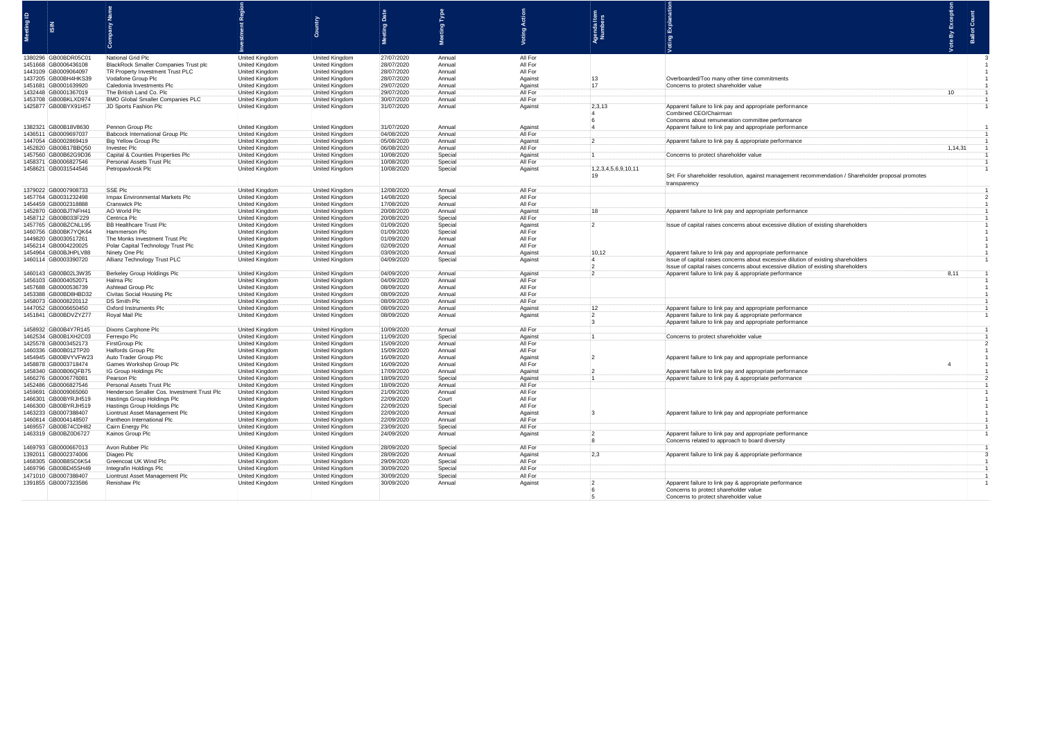| Meeting ID | ISIN | Company Name | Investment Region | Country | Meeting Date | Meeting Type | Voting Action | Agenda Item Numbers | Voting Explanation | Vote By Exception | Ballot Count |
|---|---|---|---|---|---|---|---|---|---|---|---|
| 1380296 | GB00BDR05C01 | National Grid Plc | United Kingdom | United Kingdom | 27/07/2020 | Annual | All For | | | | 3 |
| 1451668 | GB0006436108 | BlackRock Smaller Companies Trust plc | United Kingdom | United Kingdom | 28/07/2020 | Annual | All For | | | | 1 |
| 1443109 | GB0009064097 | TR Property Investment Trust PLC | United Kingdom | United Kingdom | 28/07/2020 | Annual | All For | | | | 1 |
| 1437205 | GB00BH4HKS39 | Vodafone Group Plc | United Kingdom | United Kingdom | 28/07/2020 | Annual | Against | 13 | Overboarded/Too many other time commitments | | 1 |
| 1451681 | GB0001639920 | Caledonia Investments Plc | United Kingdom | United Kingdom | 29/07/2020 | Annual | Against | 17 | Concerns to protect shareholder value | | 1 |
| 1432448 | GB0001367019 | The British Land Co. Plc | United Kingdom | United Kingdom | 29/07/2020 | Annual | All For | | | 10 | 1 |
| 1453708 | GB00BKLXD974 | BMO Global Smaller Companies PLC | United Kingdom | United Kingdom | 30/07/2020 | Annual | All For | | | | 1 |
| 1425877 | GB00BYX91H57 | JD Sports Fashion Plc | United Kingdom | United Kingdom | 31/07/2020 | Annual | Against | 2,3,13<br>4<br>6 | Apparent failure to link pay and appropriate performance<br>Combined CEO/Chairman<br>Concerns about remuneration committee performance | | 1 |
| 1382321 | GB00B18V8630 | Pennon Group Plc | United Kingdom | United Kingdom | 31/07/2020 | Annual | Against | 4 | Apparent failure to link pay and appropriate performance | | 1 |
| 1436511 | GB0009697037 | Babcock International Group Plc | United Kingdom | United Kingdom | 04/08/2020 | Annual | All For | | | | 1 |
| 1447054 | GB0002869419 | Big Yellow Group Plc | United Kingdom | United Kingdom | 05/08/2020 | Annual | Against | 2 | Apparent failure to link pay & appropriate performance | | 1 |
| 1452820 | GB00B17BBQ50 | Investec Plc | United Kingdom | United Kingdom | 06/08/2020 | Annual | All For | | | 1,14,31 | 1 |
| 1457560 | GB00B62G9D36 | Capital & Counties Properties Plc | United Kingdom | United Kingdom | 10/08/2020 | Special | Against | 1 | Concerns to protect shareholder value | | 1 |
| 1458371 | GB0006827546 | Personal Assets Trust Plc | United Kingdom | United Kingdom | 10/08/2020 | Special | All For | | | | 1 |
| 1458621 | GB0031544546 | Petropavlovsk Plc | United Kingdom | United Kingdom | 10/08/2020 | Special | Against | 1,2,3,4,5,6,9,10,11<br>19 | SH: For shareholder resolution, against management recommendation / Shareholder proposal promotes transparency | | 1 |
| 1379022 | GB0007908733 | SSE Plc | United Kingdom | United Kingdom | 12/08/2020 | Annual | All For | | | | 1 |
| 1457764 | GB0031232498 | Impax Environmental Markets Plc | United Kingdom | United Kingdom | 14/08/2020 | Special | All For | | | | 2 |
| 1454459 | GB0002318888 | Cranswick Plc | United Kingdom | United Kingdom | 17/08/2020 | Annual | All For | | | | 1 |
| 1452870 | GB00BJTNFH41 | AO World Plc | United Kingdom | United Kingdom | 20/08/2020 | Annual | Against | 18 | Apparent failure to link pay and appropriate performance | | 1 |
| 1458712 | GB00B033F229 | Centrica Plc | United Kingdom | United Kingdom | 20/08/2020 | Special | All For | | | | 1 |
| 1457765 | GB00BZCNLL95 | BB Healthcare Trust Plc | United Kingdom | United Kingdom | 01/09/2020 | Special | Against | 2 | Issue of capital raises concerns about excessive dilution of existing shareholders | | 1 |
| 1460756 | GB00BK7YQK64 | Hammerson Plc | United Kingdom | United Kingdom | 01/09/2020 | Special | All For | | | | 1 |
| 1449820 | GB0030517261 | The Monks Investment Trust Plc | United Kingdom | United Kingdom | 01/09/2020 | Annual | All For | | | | 1 |
| 1456214 | GB0004220025 | Polar Capital Technology Trust Plc | United Kingdom | United Kingdom | 02/09/2020 | Annual | All For | | | | 1 |
| 1454964 | GB00BJHPLV88 | Ninety One Plc | United Kingdom | United Kingdom | 03/09/2020 | Annual | Against | 10,12 | Apparent failure to link pay and appropriate performance | | 1 |
| 1460114 | GB0003390720 | Allianz Technology Trust PLC | United Kingdom | United Kingdom | 04/09/2020 | Special | Against | 4<br>2 | Issue of capital raises concerns about excessive dilution of existing shareholders<br>Issue of capital raises concerns about excessive dilution of existing shareholders | | 1 |
| 1460143 | GB00B02L3W35 | Berkeley Group Holdings Plc | United Kingdom | United Kingdom | 04/09/2020 | Annual | Against | 2 | Apparent failure to link pay & appropriate performance | 8,11 | 1 |
| 1456103 | GB0004052071 | Halma Plc | United Kingdom | United Kingdom | 04/09/2020 | Annual | All For | | | | 1 |
| 1457688 | GB0000536739 | Ashtead Group Plc | United Kingdom | United Kingdom | 08/09/2020 | Annual | All For | | | | 1 |
| 1453388 | GB00BD8HBD32 | Civitas Social Housing Plc | United Kingdom | United Kingdom | 08/09/2020 | Annual | All For | | | | 1 |
| 1458073 | GB0008220112 | DS Smith Plc | United Kingdom | United Kingdom | 08/09/2020 | Annual | All For | | | | 1 |
| 1447052 | GB0006650450 | Oxford Instruments Plc | United Kingdom | United Kingdom | 08/09/2020 | Annual | Against | 12 | Apparent failure to link pay and appropriate performance | | 1 |
| 1451841 | GB00BDVZYZ77 | Royal Mail Plc | United Kingdom | United Kingdom | 08/09/2020 | Annual | Against | 2<br>3 | Apparent failure to link pay & appropriate performance<br>Apparent failure to link pay and appropriate performance | | 1 |
| 1458932 | GB00B4Y7R145 | Dixons Carphone Plc | United Kingdom | United Kingdom | 10/09/2020 | Annual | All For | | | | 1 |
| 1462534 | GB00B1XH2C03 | Ferrexpo Plc | United Kingdom | United Kingdom | 11/09/2020 | Special | Against | 1 | Concerns to protect shareholder value | | 1 |
| 1425578 | GB0003452173 | FirstGroup Plc | United Kingdom | United Kingdom | 15/09/2020 | Annual | All For | | | | 2 |
| 1460336 | GB00B012TP20 | Halfords Group Plc | United Kingdom | United Kingdom | 15/09/2020 | Annual | All For | | | | 1 |
| 1454945 | GB00BVYVFW23 | Auto Trader Group Plc | United Kingdom | United Kingdom | 16/09/2020 | Annual | Against | 2 | Apparent failure to link pay and appropriate performance | | 1 |
| 1458878 | GB0003718474 | Games Workshop Group Plc | United Kingdom | United Kingdom | 16/09/2020 | Annual | All For | | | 4 | 1 |
| 1458340 | GB00B06QFB75 | IG Group Holdings Plc | United Kingdom | United Kingdom | 17/09/2020 | Annual | Against | 2 | Apparent failure to link pay and appropriate performance | | 1 |
| 1466276 | GB0006776081 | Pearson Plc | United Kingdom | United Kingdom | 18/09/2020 | Special | Against | 1 | Apparent failure to link pay & appropriate performance | | 2 |
| 1452486 | GB0006827546 | Personal Assets Trust Plc | United Kingdom | United Kingdom | 18/09/2020 | Annual | All For | | | | 1 |
| 1459691 | GB0009065060 | Henderson Smaller Cos. Investment Trust Plc | United Kingdom | United Kingdom | 21/09/2020 | Annual | All For | | | | 1 |
| 1466301 | GB00BYRJH519 | Hastings Group Holdings Plc | United Kingdom | United Kingdom | 22/09/2020 | Court | All For | | | | 1 |
| 1466300 | GB00BYRJH519 | Hastings Group Holdings Plc | United Kingdom | United Kingdom | 22/09/2020 | Special | All For | | | | 1 |
| 1463233 | GB0007388407 | Liontrust Asset Management Plc | United Kingdom | United Kingdom | 22/09/2020 | Annual | Against | 3 | Apparent failure to link pay and appropriate performance | | 1 |
| 1460814 | GB0004148507 | Pantheon International Plc | United Kingdom | United Kingdom | 22/09/2020 | Annual | All For | | | | 1 |
| 1469557 | GB00B74CDH82 | Cairn Energy Plc | United Kingdom | United Kingdom | 23/09/2020 | Special | All For | | | | 1 |
| 1463319 | GB00BZ0D6727 | Kainos Group Plc | United Kingdom | United Kingdom | 24/09/2020 | Annual | Against | 2<br>8 | Apparent failure to link pay and appropriate performance<br>Concerns related to approach to board diversity | | 1 |
| 1469793 | GB0000667013 | Avon Rubber Plc | United Kingdom | United Kingdom | 28/09/2020 | Special | All For | | | | 1 |
| 1392011 | GB0002374006 | Diageo Plc | United Kingdom | United Kingdom | 28/09/2020 | Annual | Against | 2,3 | Apparent failure to link pay & appropriate performance | | 3 |
| 1468305 | GB00B8SC6K54 | Greencoat UK Wind Plc | United Kingdom | United Kingdom | 29/09/2020 | Special | All For | | | | 1 |
| 1469796 | GB00BD45SH49 | Integrafin Holdings Plc | United Kingdom | United Kingdom | 30/09/2020 | Special | All For | | | | 1 |
| 1471010 | GB0007388407 | Liontrust Asset Management Plc | United Kingdom | United Kingdom | 30/09/2020 | Special | All For | | | | 1 |
| 1391855 | GB0007323586 | Renishaw Plc | United Kingdom | United Kingdom | 30/09/2020 | Annual | Against | 2<br>6<br>5 | Apparent failure to link pay & appropriate performance<br>Concerns to protect shareholder value<br>Concerns to protect shareholder value | | 1 |